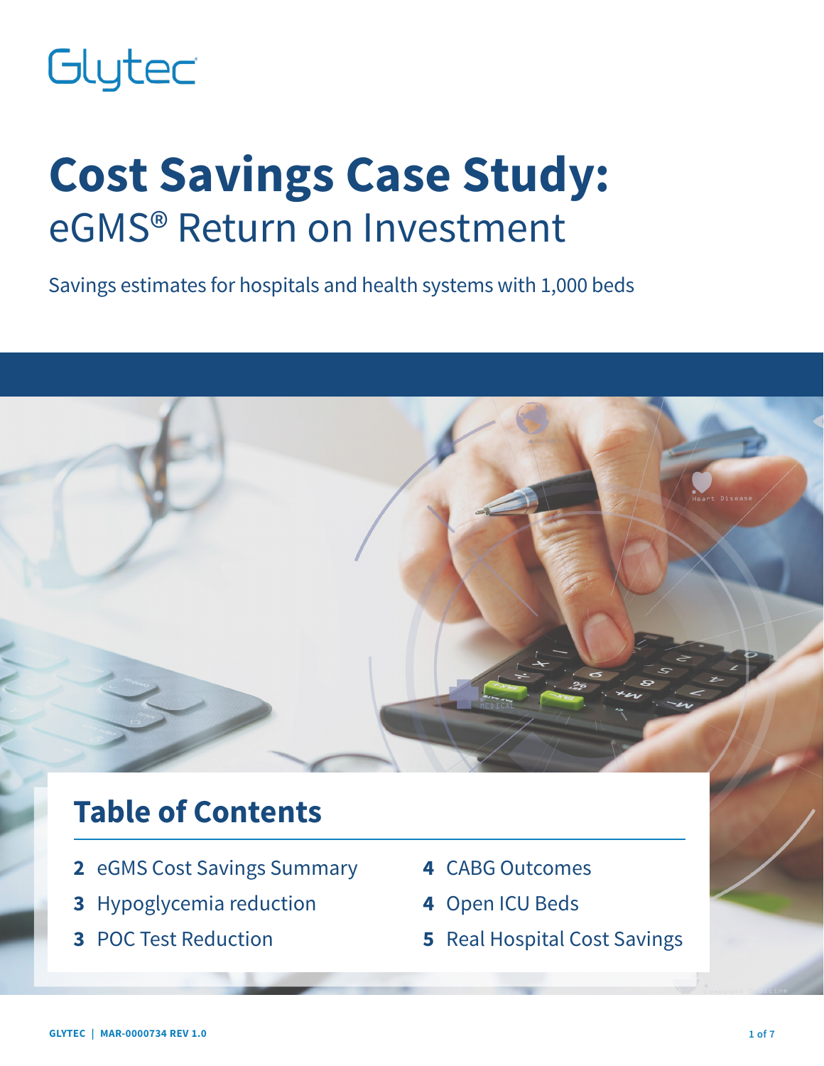Glytec

# Cost Savings Case Study:

## eGMS® Return on Investment

Savings estimates for hospitals and health systems with 1,000 beds

## Table of Contents

- **2** eGMS Cost Savings Summary
- **3** Hypoglycemia reduction
- **3** POC Test Reduction
- **4** CABG Outcomes
- **4** Open ICU Beds
- **5** Real Hospital Cost Savings

GLYTEC | MAR-0000734 REV 1.0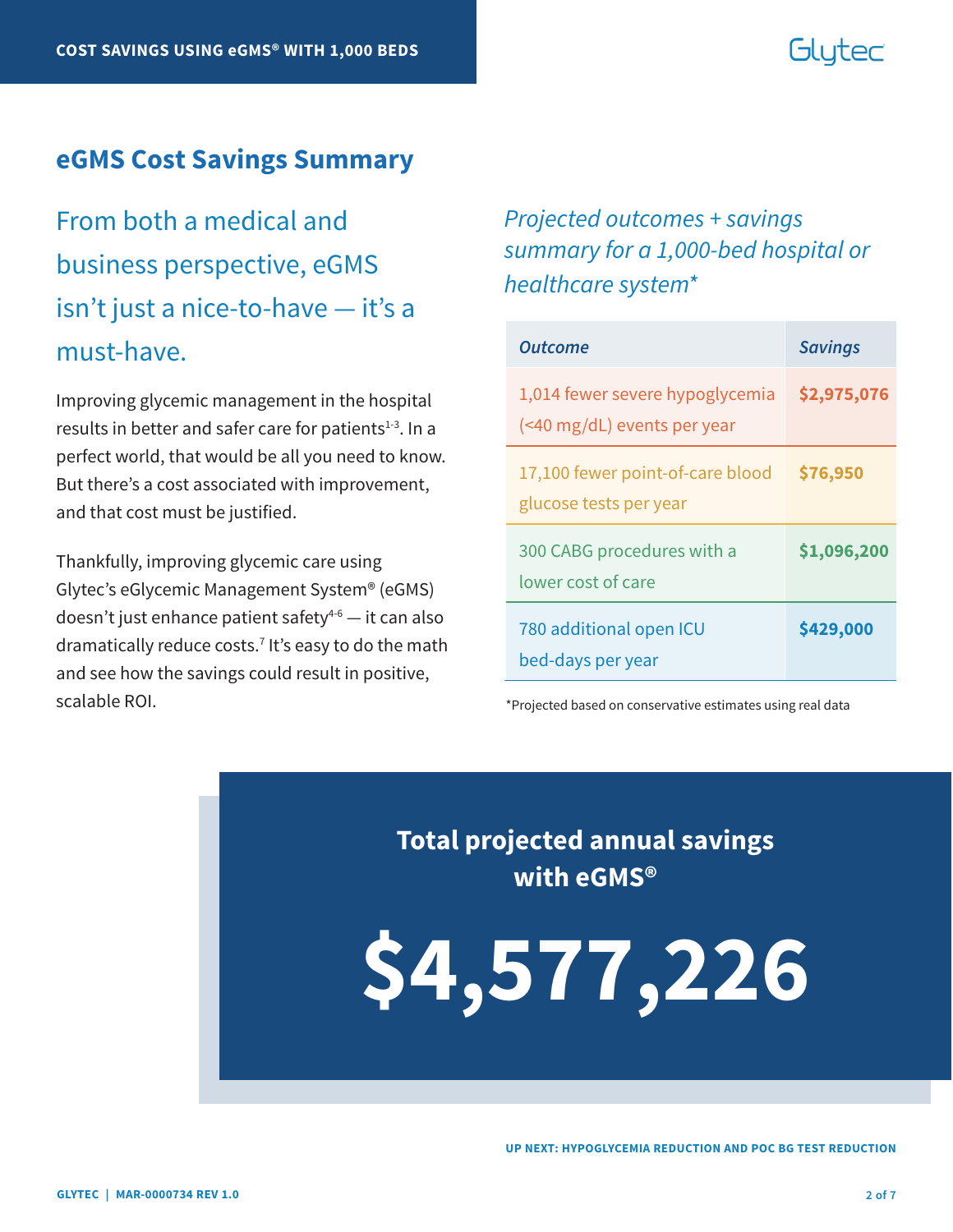## eGMS Cost Savings Summary

### From both a medical and business perspective, eGMS isn't just a nice-to-have — it's a must-have.

Improving glycemic management in the hospital results in better and safer care for patients[1-3]. In a perfect world, that would be all you need to know. But there's a cost associated with improvement, and that cost must be justified.

Thankfully, improving glycemic care using Glytec's eGlycemic Management System® (eGMS) doesn't just enhance patient safety[4-6] — it can also dramatically reduce costs.[7] It's easy to do the math and see how the savings could result in positive, scalable ROI.

*Projected outcomes + savings summary for a 1,000-bed hospital or healthcare system**

| *Outcome* | *Savings* |
| --- | --- |
| 1,014 fewer severe hypoglycemia (<40 mg/dL) events per year | **$2,975,076** |
| 17,100 fewer point-of-care blood glucose tests per year | **$76,950** |
| 300 CABG procedures with a lower cost of care | **$1,096,200** |
| 780 additional open ICU bed-days per year | **$429,000** |

*Projected based on conservative estimates using real data

**Total projected annual savings with eGMS®**

# $4,577,226

UP NEXT: HYPOGLYCEMIA REDUCTION AND POC BG TEST REDUCTION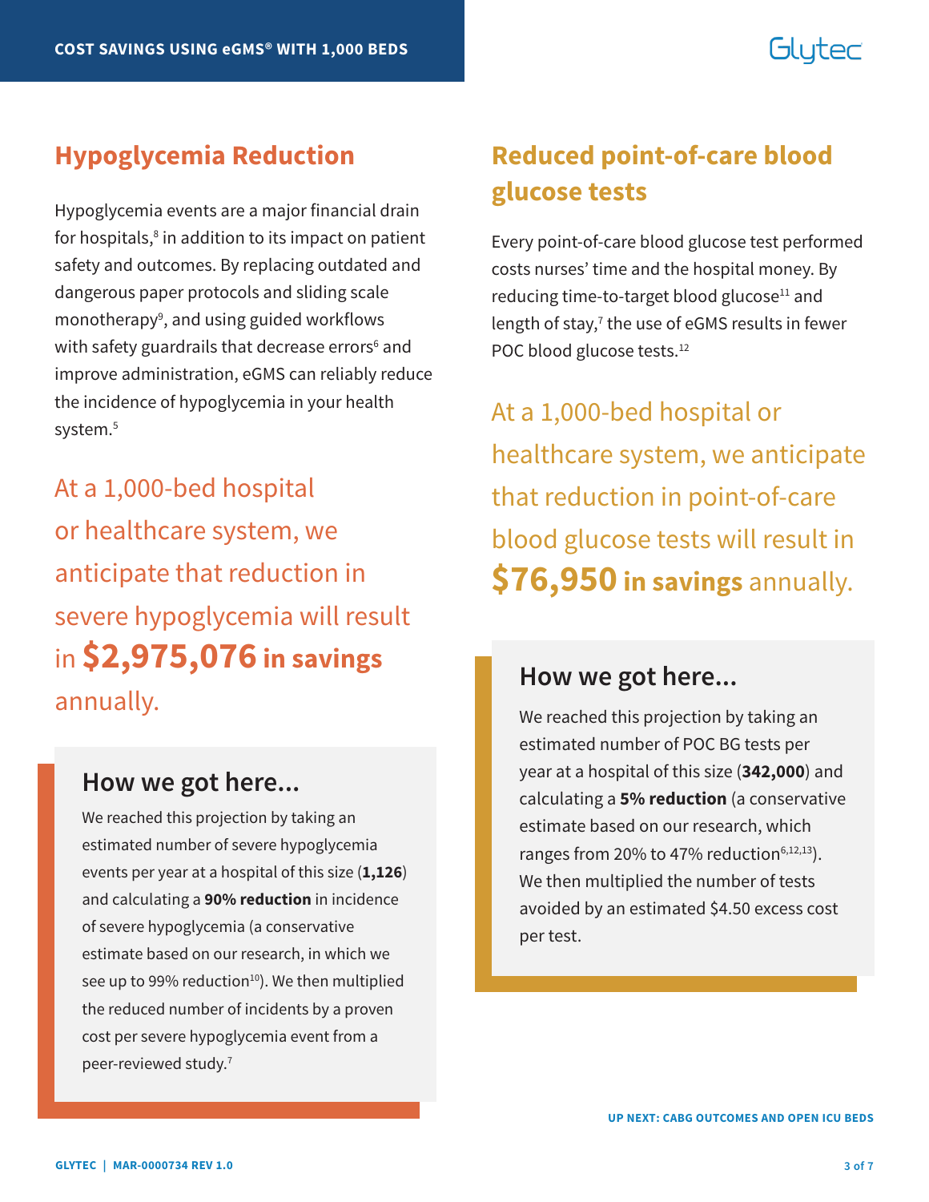## Hypoglycemia Reduction

Hypoglycemia events are a major financial drain for hospitals,[8] in addition to its impact on patient safety and outcomes. By replacing outdated and dangerous paper protocols and sliding scale monotherapy[9], and using guided workflows with safety guardrails that decrease errors[6] and improve administration, eGMS can reliably reduce the incidence of hypoglycemia in your health system.[5]

At a 1,000-bed hospital or healthcare system, we anticipate that reduction in severe hypoglycemia will result in **$2,975,076 in savings** annually.

### How we got here...

We reached this projection by taking an estimated number of severe hypoglycemia events per year at a hospital of this size (**1,126**) and calculating a **90% reduction** in incidence of severe hypoglycemia (a conservative estimate based on our research, in which we see up to 99% reduction[10]). We then multiplied the reduced number of incidents by a proven cost per severe hypoglycemia event from a peer-reviewed study.[7]

## Reduced point-of-care blood glucose tests

Every point-of-care blood glucose test performed costs nurses' time and the hospital money. By reducing time-to-target blood glucose[11] and length of stay,[7] the use of eGMS results in fewer POC blood glucose tests.[12]

At a 1,000-bed hospital or healthcare system, we anticipate that reduction in point-of-care blood glucose tests will result in **$76,950 in savings** annually.

### How we got here...

We reached this projection by taking an estimated number of POC BG tests per year at a hospital of this size (**342,000**) and calculating a **5% reduction** (a conservative estimate based on our research, which ranges from 20% to 47% reduction[6,12,13]). We then multiplied the number of tests avoided by an estimated $4.50 excess cost per test.

UP NEXT: CABG OUTCOMES AND OPEN ICU BEDS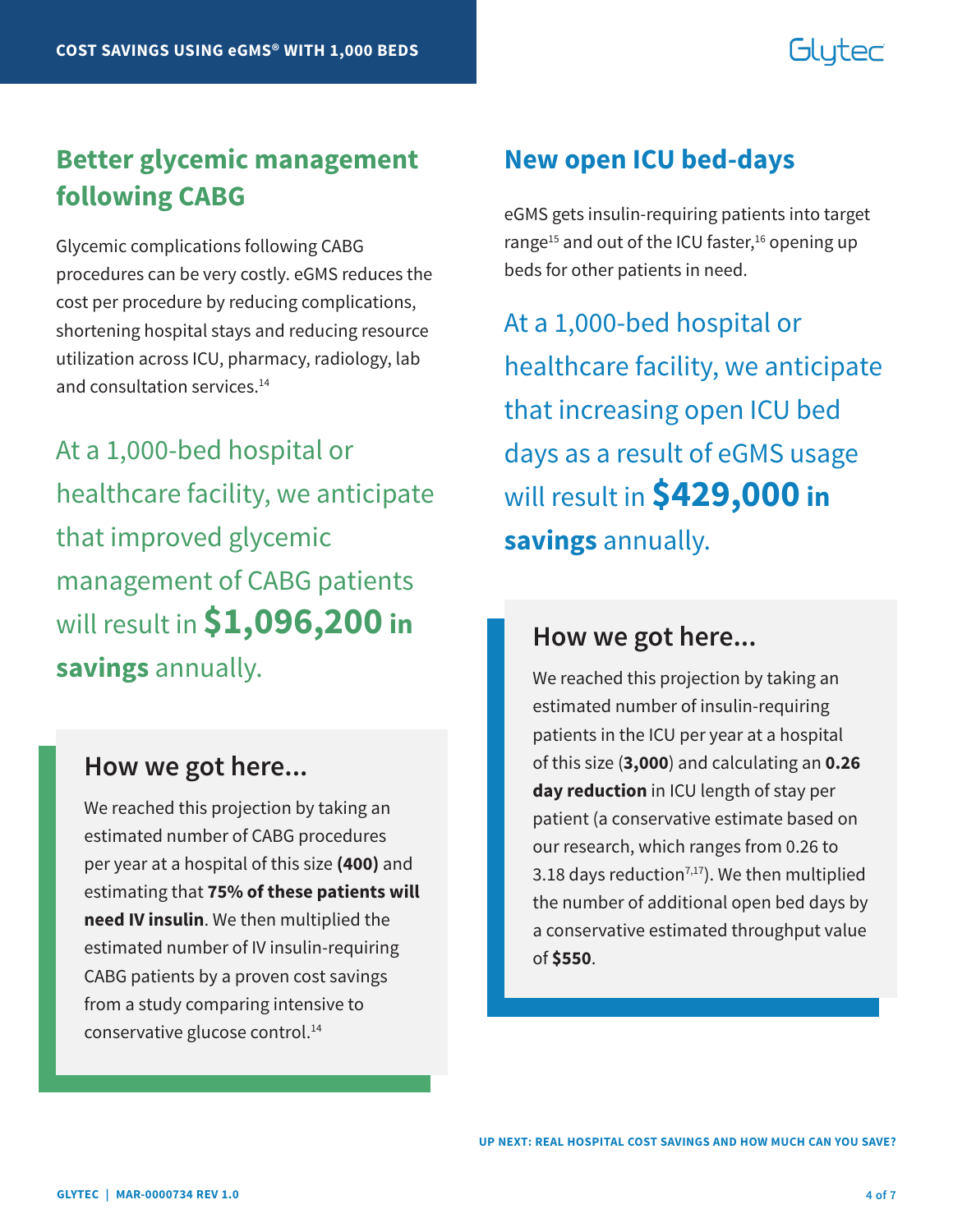## Better glycemic management following CABG

Glycemic complications following CABG procedures can be very costly. eGMS reduces the cost per procedure by reducing complications, shortening hospital stays and reducing resource utilization across ICU, pharmacy, radiology, lab and consultation services.[14]

At a 1,000-bed hospital or healthcare facility, we anticipate that improved glycemic management of CABG patients will result in **$1,096,200 in savings** annually.

### How we got here...

We reached this projection by taking an estimated number of CABG procedures per year at a hospital of this size **(400)** and estimating that **75% of these patients will need IV insulin**. We then multiplied the estimated number of IV insulin-requiring CABG patients by a proven cost savings from a study comparing intensive to conservative glucose control.[14]

## New open ICU bed-days

eGMS gets insulin-requiring patients into target range[15] and out of the ICU faster,[16] opening up beds for other patients in need.

At a 1,000-bed hospital or healthcare facility, we anticipate that increasing open ICU bed days as a result of eGMS usage will result in **$429,000 in savings** annually.

### How we got here...

We reached this projection by taking an estimated number of insulin-requiring patients in the ICU per year at a hospital of this size (**3,000**) and calculating an **0.26 day reduction** in ICU length of stay per patient (a conservative estimate based on our research, which ranges from 0.26 to 3.18 days reduction[7,17]). We then multiplied the number of additional open bed days by a conservative estimated throughput value of **$550**.

UP NEXT: REAL HOSPITAL COST SAVINGS AND HOW MUCH CAN YOU SAVE?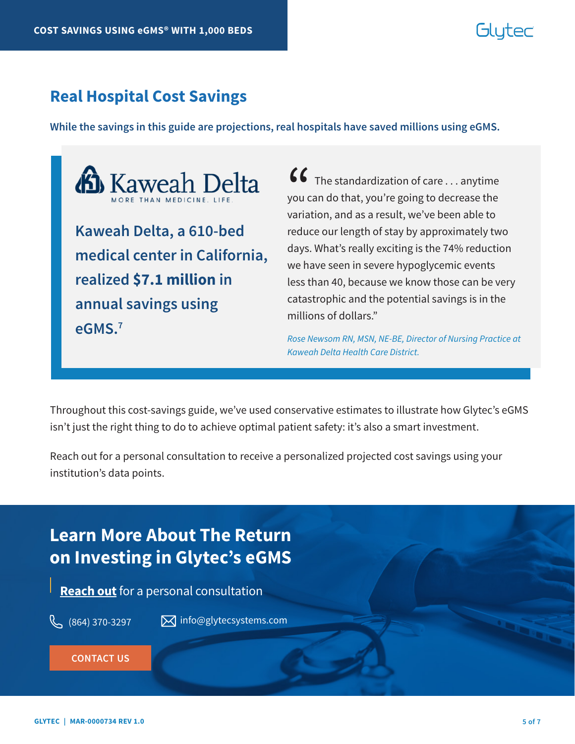## Real Hospital Cost Savings

**While the savings in this guide are projections, real hospitals have saved millions using eGMS.**

Kaweah Delta
MORE THAN MEDICINE. LIFE.

**Kaweah Delta, a 610-bed medical center in California, realized $7.1 million in annual savings using eGMS.**[7]

"The standardization of care . . . anytime you can do that, you're going to decrease the variation, and as a result, we've been able to reduce our length of stay by approximately two days. What's really exciting is the 74% reduction we have seen in severe hypoglycemic events less than 40, because we know those can be very catastrophic and the potential savings is in the millions of dollars."

*Rose Newsom RN, MSN, NE-BE, Director of Nursing Practice at Kaweah Delta Health Care District.*

Throughout this cost-savings guide, we've used conservative estimates to illustrate how Glytec's eGMS isn't just the right thing to do to achieve optimal patient safety: it's also a smart investment.

Reach out for a personal consultation to receive a personalized projected cost savings using your institution's data points.

## Learn More About The Return on Investing in Glytec's eGMS

**Reach out** for a personal consultation

(864) 370-3297

info@glytecsystems.com

CONTACT US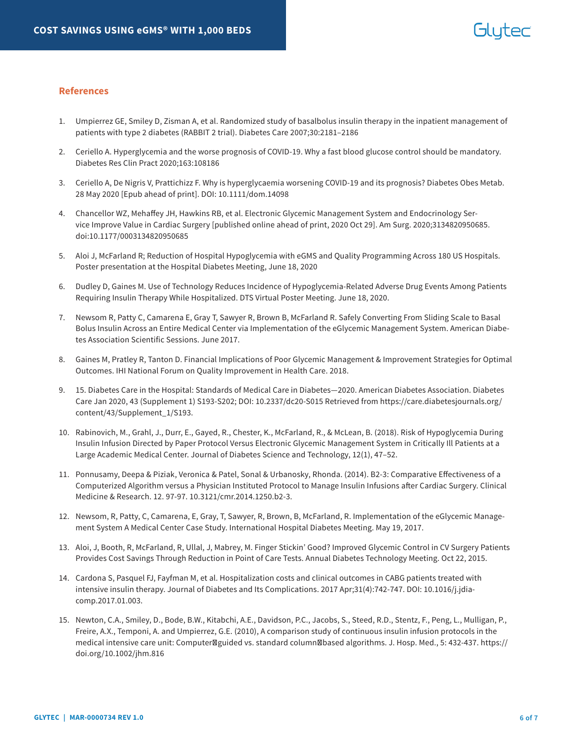## References

1. Umpierrez GE, Smiley D, Zisman A, et al. Randomized study of basalbolus insulin therapy in the inpatient management of patients with type 2 diabetes (RABBIT 2 trial). Diabetes Care 2007;30:2181–2186

2. Ceriello A. Hyperglycemia and the worse prognosis of COVID-19. Why a fast blood glucose control should be mandatory. Diabetes Res Clin Pract 2020;163:108186

3. Ceriello A, De Nigris V, Prattichizz F. Why is hyperglycaemia worsening COVID-19 and its prognosis? Diabetes Obes Metab. 28 May 2020 [Epub ahead of print]. DOI: 10.1111/dom.14098

4. Chancellor WZ, Mehaffey JH, Hawkins RB, et al. Electronic Glycemic Management System and Endocrinology Service Improve Value in Cardiac Surgery [published online ahead of print, 2020 Oct 29]. Am Surg. 2020;3134820950685. doi:10.1177/0003134820950685

5. Aloi J, McFarland R; Reduction of Hospital Hypoglycemia with eGMS and Quality Programming Across 180 US Hospitals. Poster presentation at the Hospital Diabetes Meeting, June 18, 2020

6. Dudley D, Gaines M. Use of Technology Reduces Incidence of Hypoglycemia-Related Adverse Drug Events Among Patients Requiring Insulin Therapy While Hospitalized. DTS Virtual Poster Meeting. June 18, 2020.

7. Newsom R, Patty C, Camarena E, Gray T, Sawyer R, Brown B, McFarland R. Safely Converting From Sliding Scale to Basal Bolus Insulin Across an Entire Medical Center via Implementation of the eGlycemic Management System. American Diabetes Association Scientific Sessions. June 2017.

8. Gaines M, Pratley R, Tanton D. Financial Implications of Poor Glycemic Management & Improvement Strategies for Optimal Outcomes. IHI National Forum on Quality Improvement in Health Care. 2018.

9. 15. Diabetes Care in the Hospital: Standards of Medical Care in Diabetes—2020. American Diabetes Association. Diabetes Care Jan 2020, 43 (Supplement 1) S193-S202; DOI: 10.2337/dc20-S015 Retrieved from https://care.diabetesjournals.org/content/43/Supplement_1/S193.

10. Rabinovich, M., Grahl, J., Durr, E., Gayed, R., Chester, K., McFarland, R., & McLean, B. (2018). Risk of Hypoglycemia During Insulin Infusion Directed by Paper Protocol Versus Electronic Glycemic Management System in Critically Ill Patients at a Large Academic Medical Center. Journal of Diabetes Science and Technology, 12(1), 47–52.

11. Ponnusamy, Deepa & Piziak, Veronica & Patel, Sonal & Urbanosky, Rhonda. (2014). B2-3: Comparative Effectiveness of a Computerized Algorithm versus a Physician Instituted Protocol to Manage Insulin Infusions after Cardiac Surgery. Clinical Medicine & Research. 12. 97-97. 10.3121/cmr.2014.1250.b2-3.

12. Newsom, R, Patty, C, Camarena, E, Gray, T, Sawyer, R, Brown, B, McFarland, R. Implementation of the eGlycemic Management System A Medical Center Case Study. International Hospital Diabetes Meeting. May 19, 2017.

13. Aloi, J, Booth, R, McFarland, R, Ullal, J, Mabrey, M. Finger Stickin' Good? Improved Glycemic Control in CV Surgery Patients Provides Cost Savings Through Reduction in Point of Care Tests. Annual Diabetes Technology Meeting. Oct 22, 2015.

14. Cardona S, Pasquel FJ, Fayfman M, et al. Hospitalization costs and clinical outcomes in CABG patients treated with intensive insulin therapy. Journal of Diabetes and Its Complications. 2017 Apr;31(4):742-747. DOI: 10.1016/j.jdiacomp.2017.01.003.

15. Newton, C.A., Smiley, D., Bode, B.W., Kitabchi, A.E., Davidson, P.C., Jacobs, S., Steed, R.D., Stentz, F., Peng, L., Mulligan, P., Freire, A.X., Temponi, A. and Umpierrez, G.E. (2010), A comparison study of continuous insulin infusion protocols in the medical intensive care unit: Computer‐guided vs. standard column‐based algorithms. J. Hosp. Med., 5: 432-437. https://doi.org/10.1002/jhm.816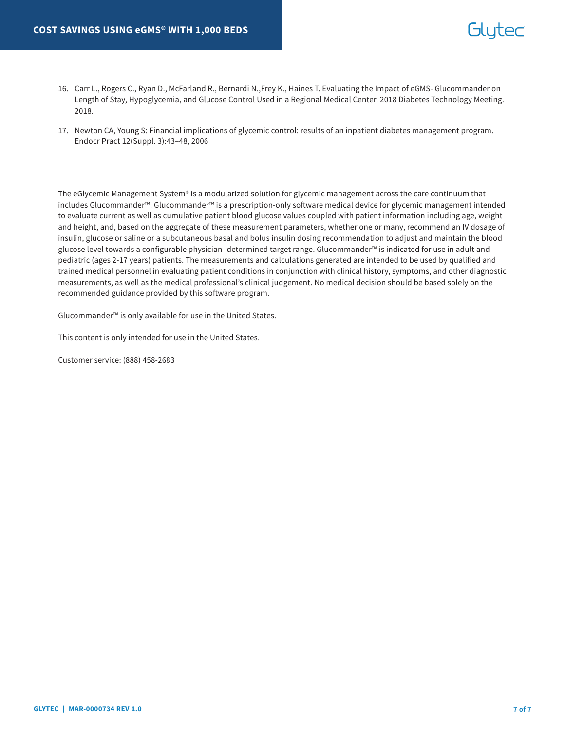16. Carr L., Rogers C., Ryan D., McFarland R., Bernardi N.,Frey K., Haines T. Evaluating the Impact of eGMS- Glucommander on Length of Stay, Hypoglycemia, and Glucose Control Used in a Regional Medical Center. 2018 Diabetes Technology Meeting. 2018.

17. Newton CA, Young S: Financial implications of glycemic control: results of an inpatient diabetes management program. Endocr Pract 12(Suppl. 3):43–48, 2006

---

The eGlycemic Management System® is a modularized solution for glycemic management across the care continuum that includes Glucommander™. Glucommander™ is a prescription-only software medical device for glycemic management intended to evaluate current as well as cumulative patient blood glucose values coupled with patient information including age, weight and height, and, based on the aggregate of these measurement parameters, whether one or many, recommend an IV dosage of insulin, glucose or saline or a subcutaneous basal and bolus insulin dosing recommendation to adjust and maintain the blood glucose level towards a configurable physician- determined target range. Glucommander™ is indicated for use in adult and pediatric (ages 2-17 years) patients. The measurements and calculations generated are intended to be used by qualified and trained medical personnel in evaluating patient conditions in conjunction with clinical history, symptoms, and other diagnostic measurements, as well as the medical professional's clinical judgement. No medical decision should be based solely on the recommended guidance provided by this software program.

Glucommander™ is only available for use in the United States.

This content is only intended for use in the United States.

Customer service: (888) 458-2683

GLYTEC | MAR-0000734 REV 1.0